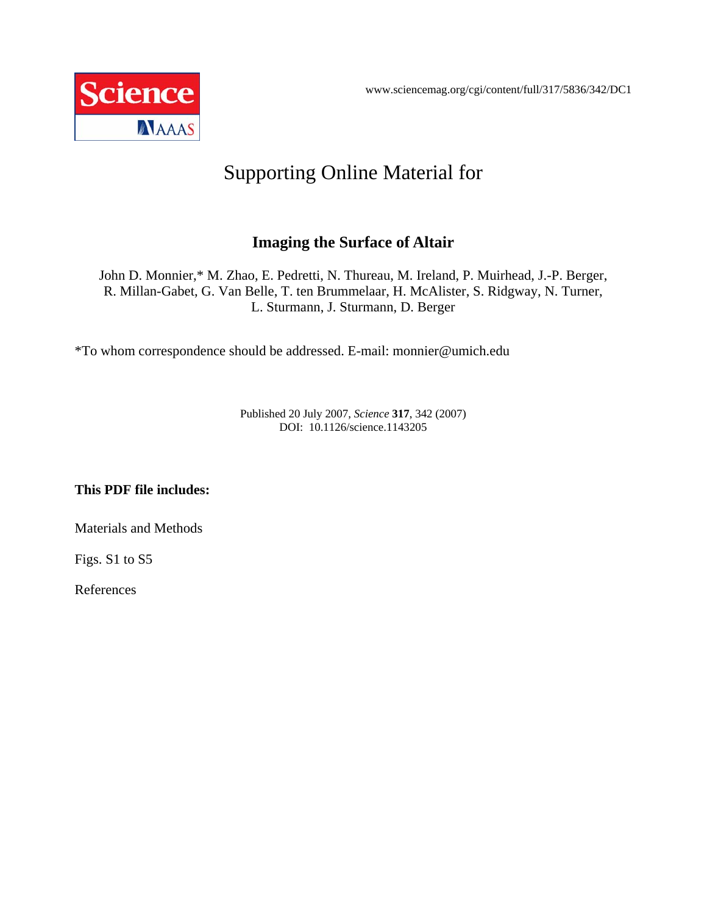www.sciencemag.org/cgi/content/full/317/5836/342/DC1

# Supporting Online Material for

## Imaging the Surface of Altair

John D. Monnier,* M. Zhao, E. Pedretti, N. Thureau, M. Ireland, P. Muirhead, J.-P. Berger, R. Millan-Gabet, G. Van Belle, T. ten Brummelaar, H. McAlister, S. Ridgway, N. Turner, L. Sturmann, J. Sturmann, D. Berger

*To whom correspondence should be addressed. E-mail: monnier@umich.edu

Published 20 July 2007, *Science* **317**, 342 (2007)
DOI: 10.1126/science.1143205

**This PDF file includes:**

Materials and Methods

Figs. S1 to S5

References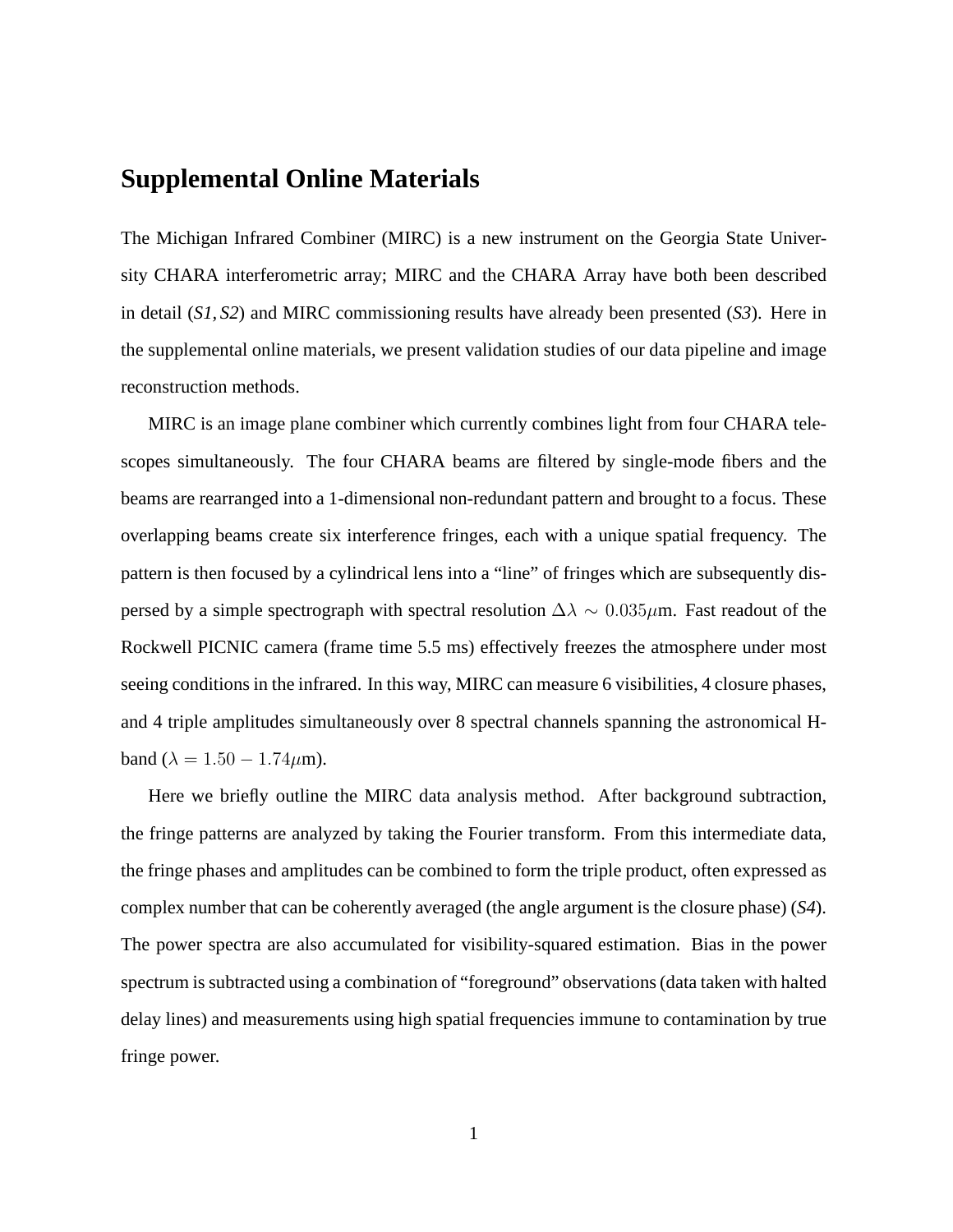# Supplemental Online Materials

The Michigan Infrared Combiner (MIRC) is a new instrument on the Georgia State University CHARA interferometric array; MIRC and the CHARA Array have both been described in detail (*S1*, *S2*) and MIRC commissioning results have already been presented (*S3*). Here in the supplemental online materials, we present validation studies of our data pipeline and image reconstruction methods.

MIRC is an image plane combiner which currently combines light from four CHARA telescopes simultaneously. The four CHARA beams are filtered by single-mode fibers and the beams are rearranged into a 1-dimensional non-redundant pattern and brought to a focus. These overlapping beams create six interference fringes, each with a unique spatial frequency. The pattern is then focused by a cylindrical lens into a "line" of fringes which are subsequently dispersed by a simple spectrograph with spectral resolution $\Delta\lambda \sim 0.035\mu$m. Fast readout of the Rockwell PICNIC camera (frame time 5.5 ms) effectively freezes the atmosphere under most seeing conditions in the infrared. In this way, MIRC can measure 6 visibilities, 4 closure phases, and 4 triple amplitudes simultaneously over 8 spectral channels spanning the astronomical H-band ($\lambda = 1.50 - 1.74\mu$m).

Here we briefly outline the MIRC data analysis method. After background subtraction, the fringe patterns are analyzed by taking the Fourier transform. From this intermediate data, the fringe phases and amplitudes can be combined to form the triple product, often expressed as complex number that can be coherently averaged (the angle argument is the closure phase) (*S4*). The power spectra are also accumulated for visibility-squared estimation. Bias in the power spectrum is subtracted using a combination of "foreground" observations (data taken with halted delay lines) and measurements using high spatial frequencies immune to contamination by true fringe power.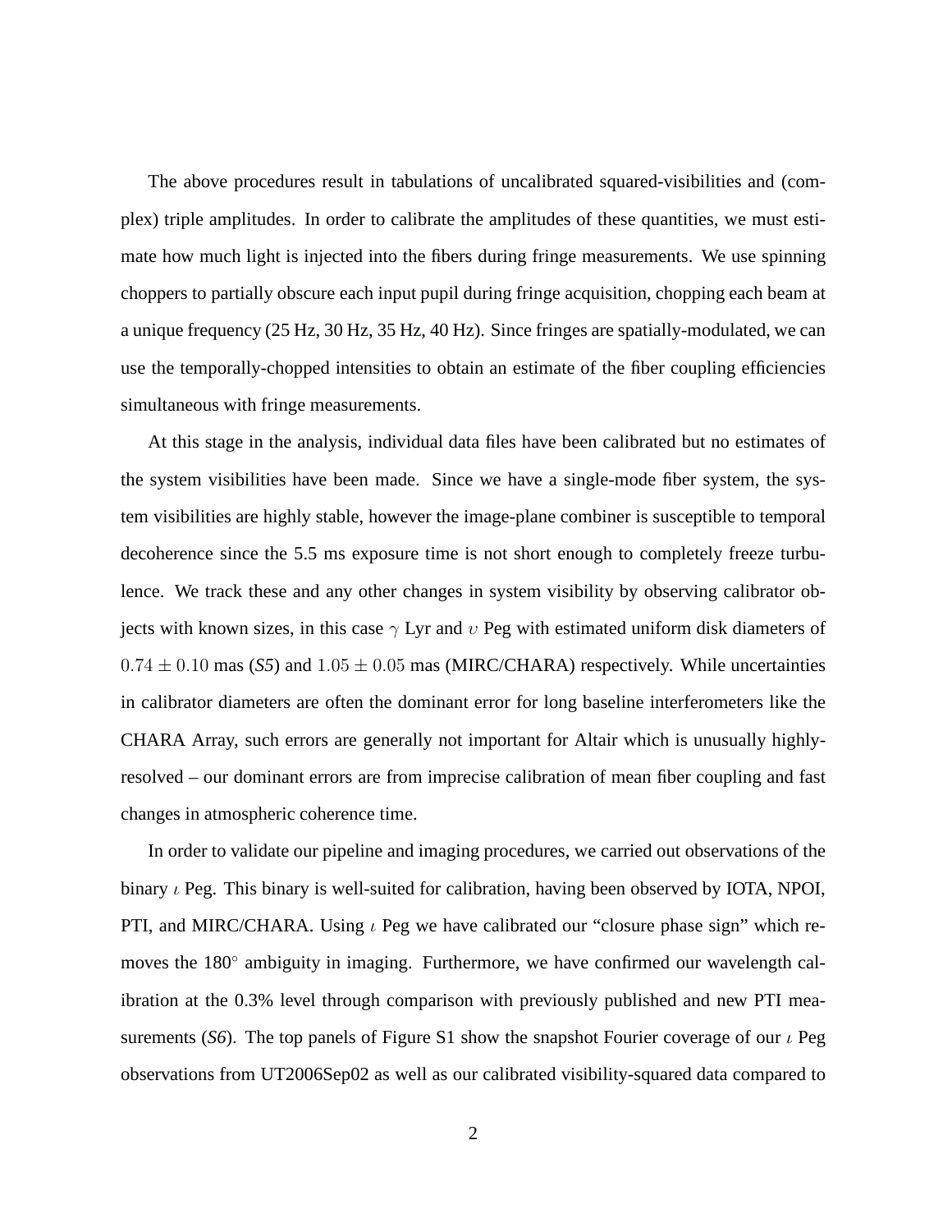The above procedures result in tabulations of uncalibrated squared-visibilities and (complex) triple amplitudes. In order to calibrate the amplitudes of these quantities, we must estimate how much light is injected into the fibers during fringe measurements. We use spinning choppers to partially obscure each input pupil during fringe acquisition, chopping each beam at a unique frequency (25 Hz, 30 Hz, 35 Hz, 40 Hz). Since fringes are spatially-modulated, we can use the temporally-chopped intensities to obtain an estimate of the fiber coupling efficiencies simultaneous with fringe measurements.

At this stage in the analysis, individual data files have been calibrated but no estimates of the system visibilities have been made. Since we have a single-mode fiber system, the system visibilities are highly stable, however the image-plane combiner is susceptible to temporal decoherence since the 5.5 ms exposure time is not short enough to completely freeze turbulence. We track these and any other changes in system visibility by observing calibrator objects with known sizes, in this case $\gamma$ Lyr and $\upsilon$ Peg with estimated uniform disk diameters of $0.74 \pm 0.10$ mas (*S5*) and $1.05 \pm 0.05$ mas (MIRC/CHARA) respectively. While uncertainties in calibrator diameters are often the dominant error for long baseline interferometers like the CHARA Array, such errors are generally not important for Altair which is unusually highly-resolved – our dominant errors are from imprecise calibration of mean fiber coupling and fast changes in atmospheric coherence time.

In order to validate our pipeline and imaging procedures, we carried out observations of the binary $\iota$ Peg. This binary is well-suited for calibration, having been observed by IOTA, NPOI, PTI, and MIRC/CHARA. Using $\iota$ Peg we have calibrated our "closure phase sign" which removes the $180^{\circ}$ ambiguity in imaging. Furthermore, we have confirmed our wavelength calibration at the 0.3% level through comparison with previously published and new PTI measurements (*S6*). The top panels of Figure S1 show the snapshot Fourier coverage of our $\iota$ Peg observations from UT2006Sep02 as well as our calibrated visibility-squared data compared to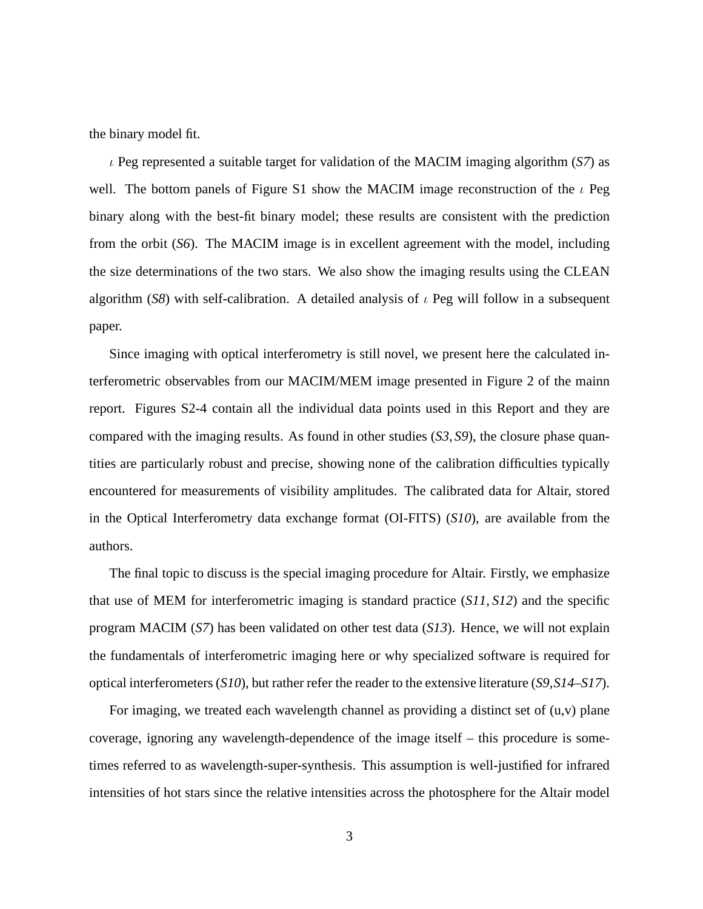the binary model fit.

$\iota$ Peg represented a suitable target for validation of the MACIM imaging algorithm (*S7*) as well. The bottom panels of Figure S1 show the MACIM image reconstruction of the $\iota$ Peg binary along with the best-fit binary model; these results are consistent with the prediction from the orbit (*S6*). The MACIM image is in excellent agreement with the model, including the size determinations of the two stars. We also show the imaging results using the CLEAN algorithm (*S8*) with self-calibration. A detailed analysis of $\iota$ Peg will follow in a subsequent paper.

Since imaging with optical interferometry is still novel, we present here the calculated interferometric observables from our MACIM/MEM image presented in Figure 2 of the mainn report. Figures S2-4 contain all the individual data points used in this Report and they are compared with the imaging results. As found in other studies (*S3, S9*), the closure phase quantities are particularly robust and precise, showing none of the calibration difficulties typically encountered for measurements of visibility amplitudes. The calibrated data for Altair, stored in the Optical Interferometry data exchange format (OI-FITS) (*S10*), are available from the authors.

The final topic to discuss is the special imaging procedure for Altair. Firstly, we emphasize that use of MEM for interferometric imaging is standard practice (*S11, S12*) and the specific program MACIM (*S7*) has been validated on other test data (*S13*). Hence, we will not explain the fundamentals of interferometric imaging here or why specialized software is required for optical interferometers (*S10*), but rather refer the reader to the extensive literature (*S9,S14–S17*).

For imaging, we treated each wavelength channel as providing a distinct set of (u,v) plane coverage, ignoring any wavelength-dependence of the image itself – this procedure is sometimes referred to as wavelength-super-synthesis. This assumption is well-justified for infrared intensities of hot stars since the relative intensities across the photosphere for the Altair model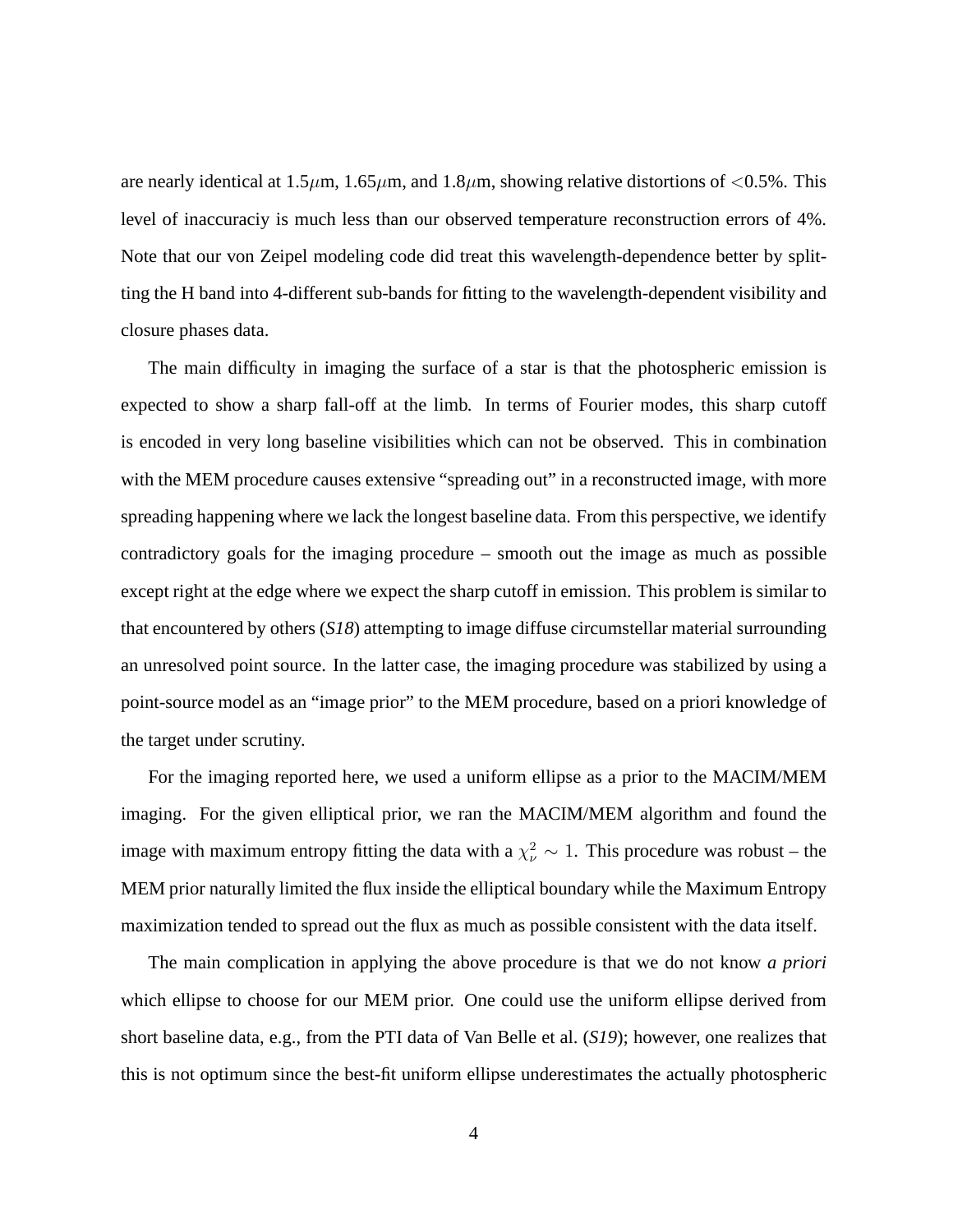are nearly identical at 1.5$\mu$m, 1.65$\mu$m, and 1.8$\mu$m, showing relative distortions of $<$0.5%. This level of inaccuraciy is much less than our observed temperature reconstruction errors of 4%. Note that our von Zeipel modeling code did treat this wavelength-dependence better by splitting the H band into 4-different sub-bands for fitting to the wavelength-dependent visibility and closure phases data.

The main difficulty in imaging the surface of a star is that the photospheric emission is expected to show a sharp fall-off at the limb. In terms of Fourier modes, this sharp cutoff is encoded in very long baseline visibilities which can not be observed. This in combination with the MEM procedure causes extensive "spreading out" in a reconstructed image, with more spreading happening where we lack the longest baseline data. From this perspective, we identify contradictory goals for the imaging procedure – smooth out the image as much as possible except right at the edge where we expect the sharp cutoff in emission. This problem is similar to that encountered by others (*S18*) attempting to image diffuse circumstellar material surrounding an unresolved point source. In the latter case, the imaging procedure was stabilized by using a point-source model as an "image prior" to the MEM procedure, based on a priori knowledge of the target under scrutiny.

For the imaging reported here, we used a uniform ellipse as a prior to the MACIM/MEM imaging. For the given elliptical prior, we ran the MACIM/MEM algorithm and found the image with maximum entropy fitting the data with a $\chi^2_\nu \sim 1$. This procedure was robust – the MEM prior naturally limited the flux inside the elliptical boundary while the Maximum Entropy maximization tended to spread out the flux as much as possible consistent with the data itself.

The main complication in applying the above procedure is that we do not know *a priori* which ellipse to choose for our MEM prior. One could use the uniform ellipse derived from short baseline data, e.g., from the PTI data of Van Belle et al. (*S19*); however, one realizes that this is not optimum since the best-fit uniform ellipse underestimates the actually photospheric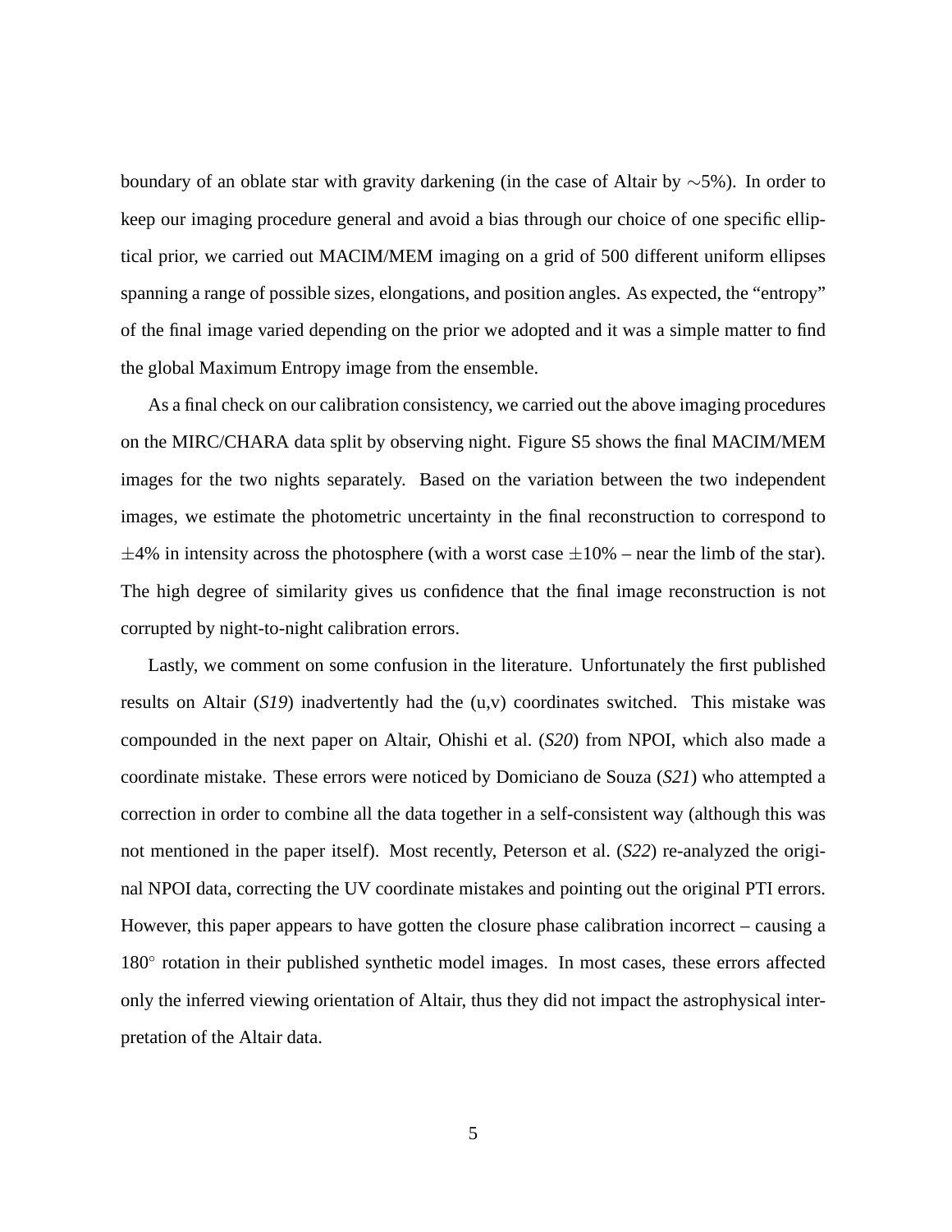boundary of an oblate star with gravity darkening (in the case of Altair by $\sim$5%). In order to keep our imaging procedure general and avoid a bias through our choice of one specific elliptical prior, we carried out MACIM/MEM imaging on a grid of 500 different uniform ellipses spanning a range of possible sizes, elongations, and position angles. As expected, the "entropy" of the final image varied depending on the prior we adopted and it was a simple matter to find the global Maximum Entropy image from the ensemble.

As a final check on our calibration consistency, we carried out the above imaging procedures on the MIRC/CHARA data split by observing night. Figure S5 shows the final MACIM/MEM images for the two nights separately. Based on the variation between the two independent images, we estimate the photometric uncertainty in the final reconstruction to correspond to $\pm$4% in intensity across the photosphere (with a worst case $\pm$10% – near the limb of the star). The high degree of similarity gives us confidence that the final image reconstruction is not corrupted by night-to-night calibration errors.

Lastly, we comment on some confusion in the literature. Unfortunately the first published results on Altair (*S19*) inadvertently had the (u,v) coordinates switched. This mistake was compounded in the next paper on Altair, Ohishi et al. (*S20*) from NPOI, which also made a coordinate mistake. These errors were noticed by Domiciano de Souza (*S21*) who attempted a correction in order to combine all the data together in a self-consistent way (although this was not mentioned in the paper itself). Most recently, Peterson et al. (*S22*) re-analyzed the original NPOI data, correcting the UV coordinate mistakes and pointing out the original PTI errors. However, this paper appears to have gotten the closure phase calibration incorrect – causing a 180$^{\circ}$ rotation in their published synthetic model images. In most cases, these errors affected only the inferred viewing orientation of Altair, thus they did not impact the astrophysical interpretation of the Altair data.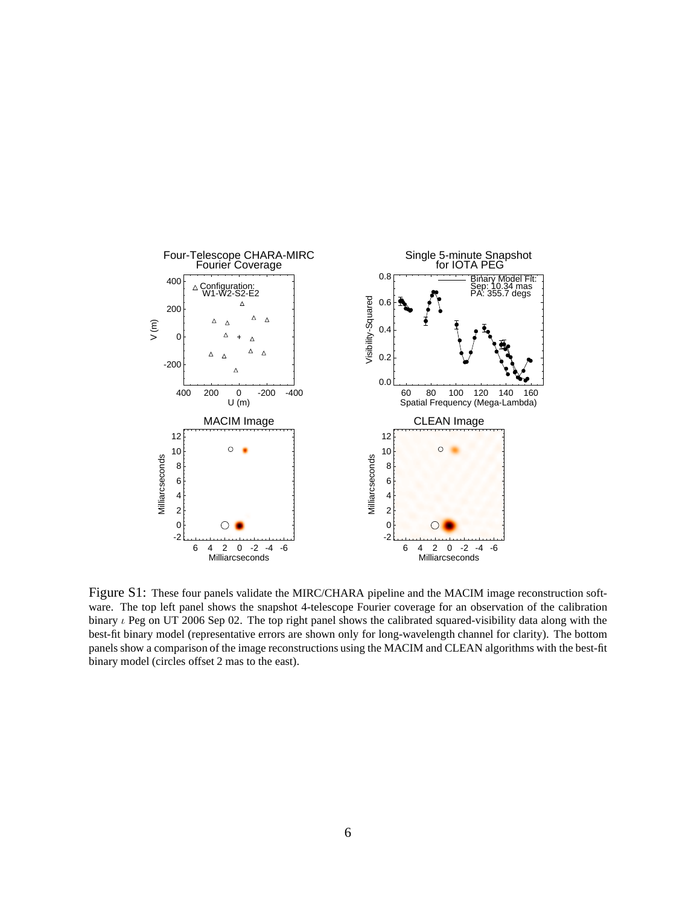Four-Telescope CHARA-MIRC
Fourier Coverage

△ Configuration:
W1-W2-S2-E2

V (m)

400
200
0
-200

400 200 0 -200 -400
U (m)

Single 5-minute Snapshot
for IOTA PEG

Binary Model Fit:
Sep: 10.34 mas
PA: 355.7 degs

Visibility-Squared

0.8
0.6
0.4
0.2
0.0

60 80 100 120 140 160
Spatial Frequency (Mega-Lambda)

MACIM Image

Milliarcseconds

12
10
8
6
4
2
0
-2

6 4 2 0 -2 -4 -6
Milliarcseconds

CLEAN Image

Milliarcseconds

12
10
8
6
4
2
0
-2

6 4 2 0 -2 -4 -6
Milliarcseconds

Figure S1: These four panels validate the MIRC/CHARA pipeline and the MACIM image reconstruction software. The top left panel shows the snapshot 4-telescope Fourier coverage for an observation of the calibration binary $\iota$ Peg on UT 2006 Sep 02. The top right panel shows the calibrated squared-visibility data along with the best-fit binary model (representative errors are shown only for long-wavelength channel for clarity). The bottom panels show a comparison of the image reconstructions using the MACIM and CLEAN algorithms with the best-fit binary model (circles offset 2 mas to the east).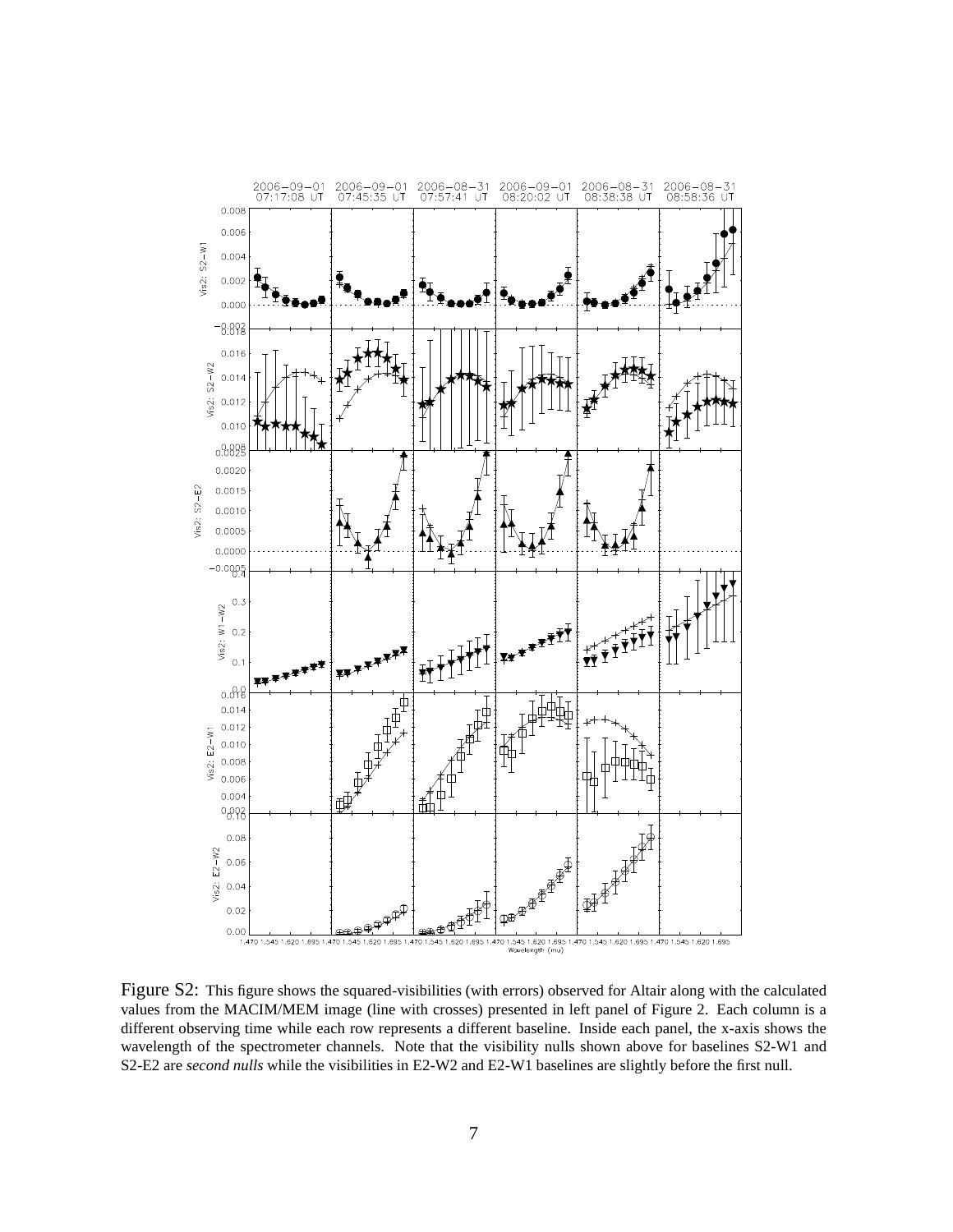2006−09−01 07:17:08 UT

2006−09−01 07:45:35 UT

2006−08−31 07:57:41 UT

2006−09−01 08:20:02 UT

2006−08−31 08:38:38 UT

2006−08−31 08:58:36 UT

Vis2: S2−W1

0.008
0.006
0.004
0.002
0.000
−0.002

Vis2: S2−W2

0.018
0.016
0.014
0.012
0.010
0.008

Vis2: S2−E2

0.0025
0.0020
0.0015
0.0010
0.0005
0.0000
−0.0005

Vis2: W1−W2

0.4
0.3
0.2
0.1
0.0

Vis2: E2−W1

0.016
0.014
0.012
0.010
0.008
0.006
0.004
0.002

Vis2: E2−W2

0.10
0.08
0.06
0.04
0.02
0.00

1.470 1.545 1.620 1.695 1.470 1.545 1.620 1.695 1.470 1.545 1.620 1.695 1.470 1.545 1.620 1.695 1.470 1.545 1.620 1.695 1.470 1.545 1.620 1.695

Wavelength (mu)

Figure S2: This figure shows the squared-visibilities (with errors) observed for Altair along with the calculated values from the MACIM/MEM image (line with crosses) presented in left panel of Figure 2. Each column is a different observing time while each row represents a different baseline. Inside each panel, the x-axis shows the wavelength of the spectrometer channels. Note that the visibility nulls shown above for baselines S2-W1 and S2-E2 are *second nulls* while the visibilities in E2-W2 and E2-W1 baselines are slightly before the first null.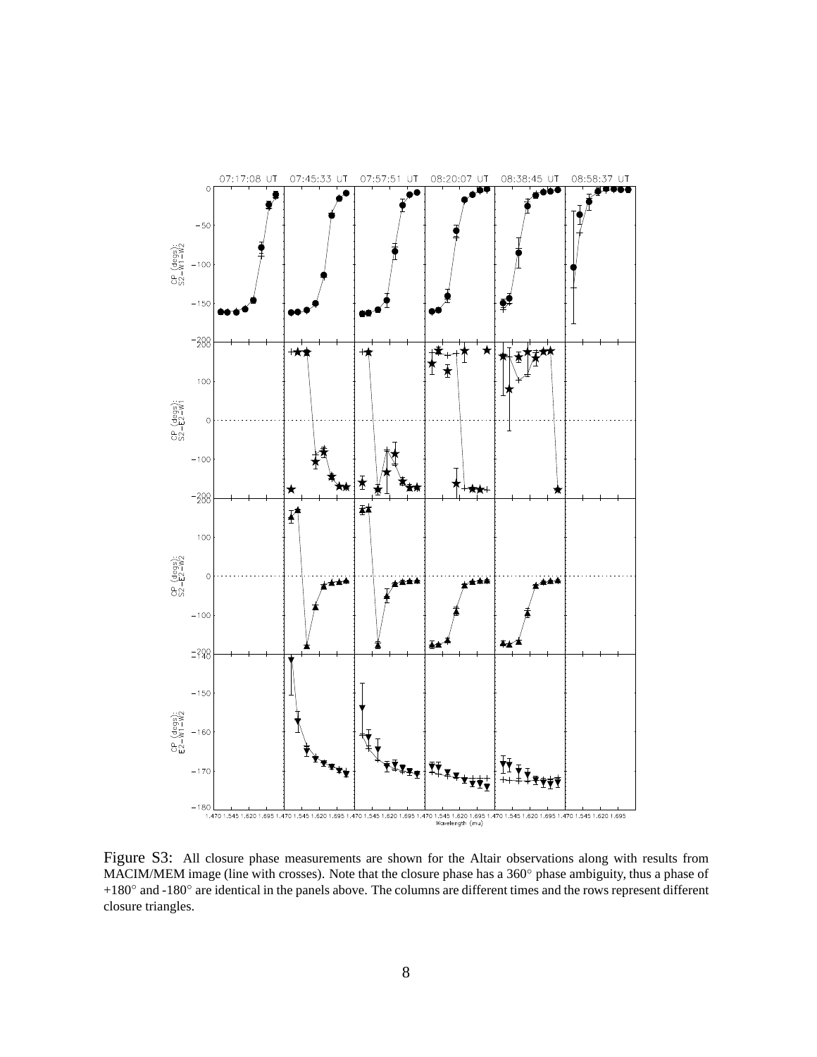07:17:08 UT
07:45:33 UT
07:57:51 UT
08:20:07 UT
08:38:45 UT
08:58:37 UT

CP (degs): S2-W1-W2

CP (degs): S2-E2-W1

CP (degs): S2-E2-W2

CP (degs): E2-W1-W2

0
-50
-100
-150
-200

200
100
0
-100
-200

200
100
0
-100
-200

-140
-150
-160
-170
-180

1.470 1.545 1.620 1.695 1.470 1.545 1.620 1.695 1.470 1.545 1.620 1.695 1.470 1.545 1.620 1.695 1.470 1.545 1.620 1.695 1.470 1.545 1.620 1.695

Wavelength (mu)

Figure S3: All closure phase measurements are shown for the Altair observations along with results from MACIM/MEM image (line with crosses). Note that the closure phase has a 360° phase ambiguity, thus a phase of +180° and -180° are identical in the panels above. The columns are different times and the rows represent different closure triangles.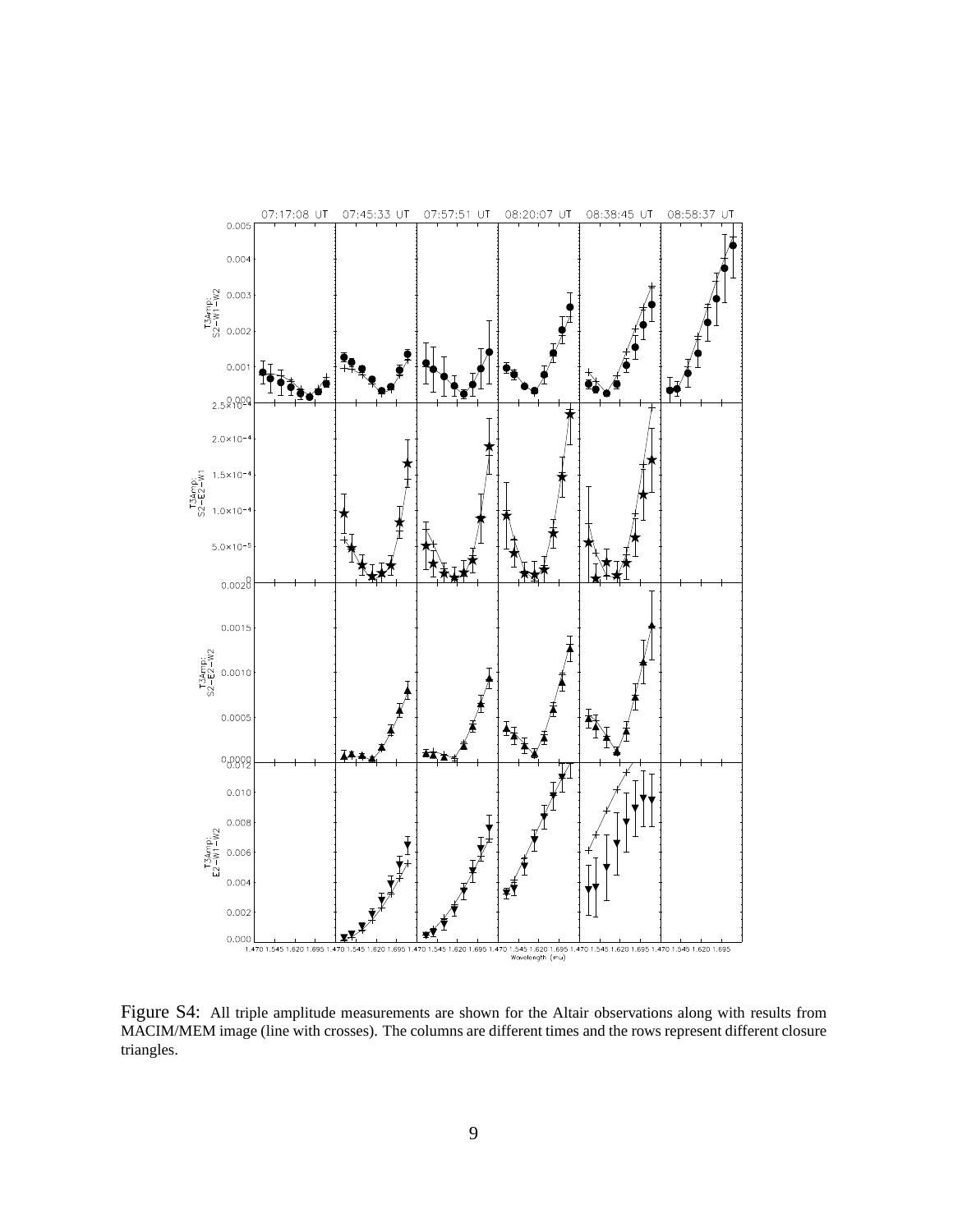07:17:08 UT 07:45:33 UT 07:57:51 UT 08:20:07 UT 08:38:45 UT 08:58:37 UT

T3Amp: S2-W1-W2

0.000 0.001 0.002 0.003 0.004 0.005

T3Amp: S2-E2-W1

0 5.0×10⁻⁵ 1.0×10⁻⁴ 1.5×10⁻⁴ 2.0×10⁻⁴ 2.5×10⁻⁴

T3Amp: S2-E2-W2

0.0000 0.0005 0.0010 0.0015 0.0020

T3Amp: E2-W1-W2

0.000 0.002 0.004 0.006 0.008 0.010 0.012

1.470 1.545 1.620 1.695 1.470 1.545 1.620 1.695 1.470 1.545 1.620 1.695 1.470 1.545 1.620 1.695 1.470 1.545 1.620 1.695 1.470 1.545 1.620 1.695

Wavelength (mu)

Figure S4: All triple amplitude measurements are shown for the Altair observations along with results from MACIM/MEM image (line with crosses). The columns are different times and the rows represent different closure triangles.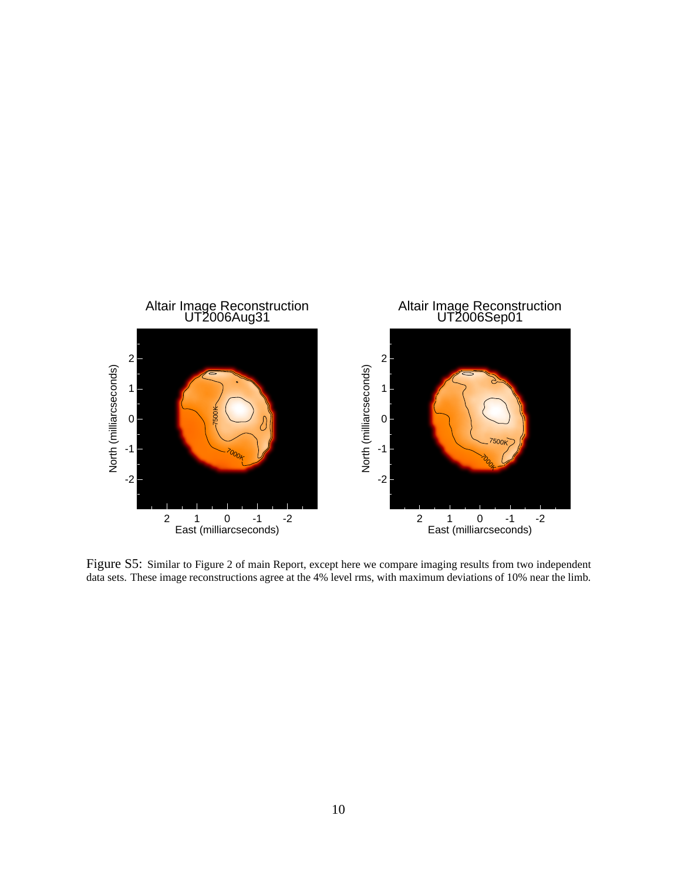Altair Image Reconstruction
UT2006Aug31

North (milliarcseconds)

East (milliarcseconds)

2
1
0
-1
-2

7500K
7000K

Altair Image Reconstruction
UT2006Sep01

North (milliarcseconds)

East (milliarcseconds)

2
1
0
-1
-2

7500K
7000K

Figure S5: Similar to Figure 2 of main Report, except here we compare imaging results from two independent data sets. These image reconstructions agree at the 4% level rms, with maximum deviations of 10% near the limb.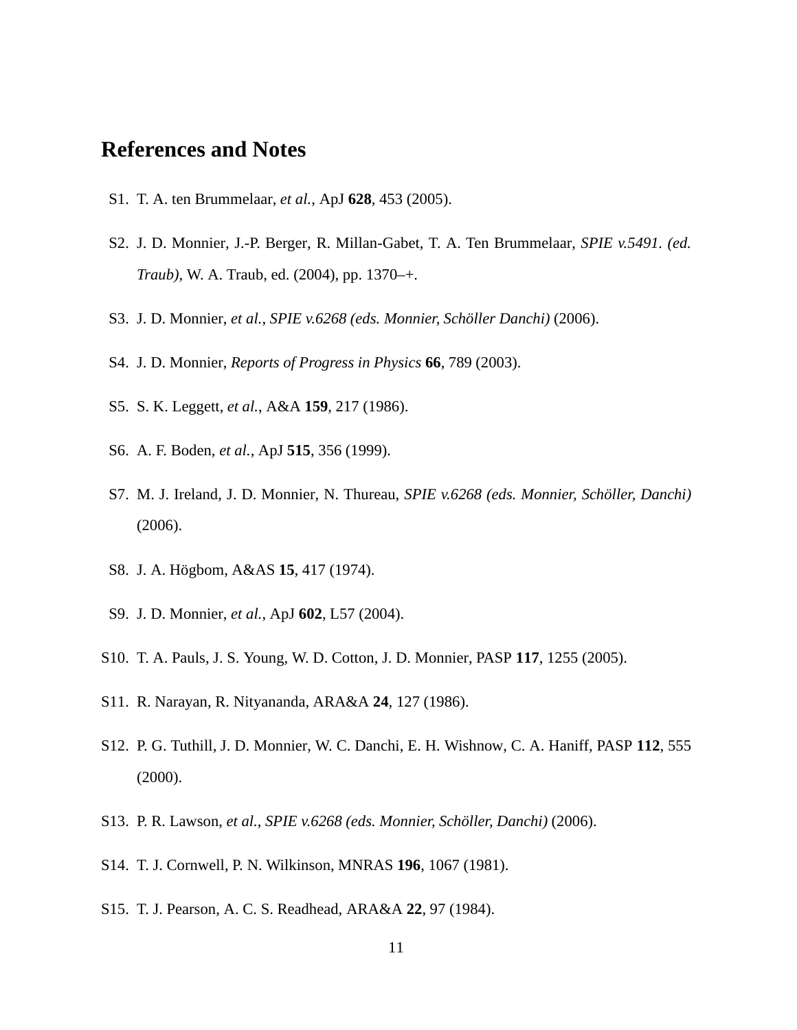# References and Notes

S1. T. A. ten Brummelaar, *et al.*, ApJ **628**, 453 (2005).

S2. J. D. Monnier, J.-P. Berger, R. Millan-Gabet, T. A. Ten Brummelaar, *SPIE v.5491. (ed. Traub)*, W. A. Traub, ed. (2004), pp. 1370–+.

S3. J. D. Monnier, *et al.*, *SPIE v.6268 (eds. Monnier, Schöller Danchi)* (2006).

S4. J. D. Monnier, *Reports of Progress in Physics* **66**, 789 (2003).

S5. S. K. Leggett, *et al.*, A&A **159**, 217 (1986).

S6. A. F. Boden, *et al.*, ApJ **515**, 356 (1999).

S7. M. J. Ireland, J. D. Monnier, N. Thureau, *SPIE v.6268 (eds. Monnier, Schöller, Danchi)* (2006).

S8. J. A. Högbom, A&AS **15**, 417 (1974).

S9. J. D. Monnier, *et al.*, ApJ **602**, L57 (2004).

S10. T. A. Pauls, J. S. Young, W. D. Cotton, J. D. Monnier, PASP **117**, 1255 (2005).

S11. R. Narayan, R. Nityananda, ARA&A **24**, 127 (1986).

S12. P. G. Tuthill, J. D. Monnier, W. C. Danchi, E. H. Wishnow, C. A. Haniff, PASP **112**, 555 (2000).

S13. P. R. Lawson, *et al.*, *SPIE v.6268 (eds. Monnier, Schöller, Danchi)* (2006).

S14. T. J. Cornwell, P. N. Wilkinson, MNRAS **196**, 1067 (1981).

S15. T. J. Pearson, A. C. S. Readhead, ARA&A **22**, 97 (1984).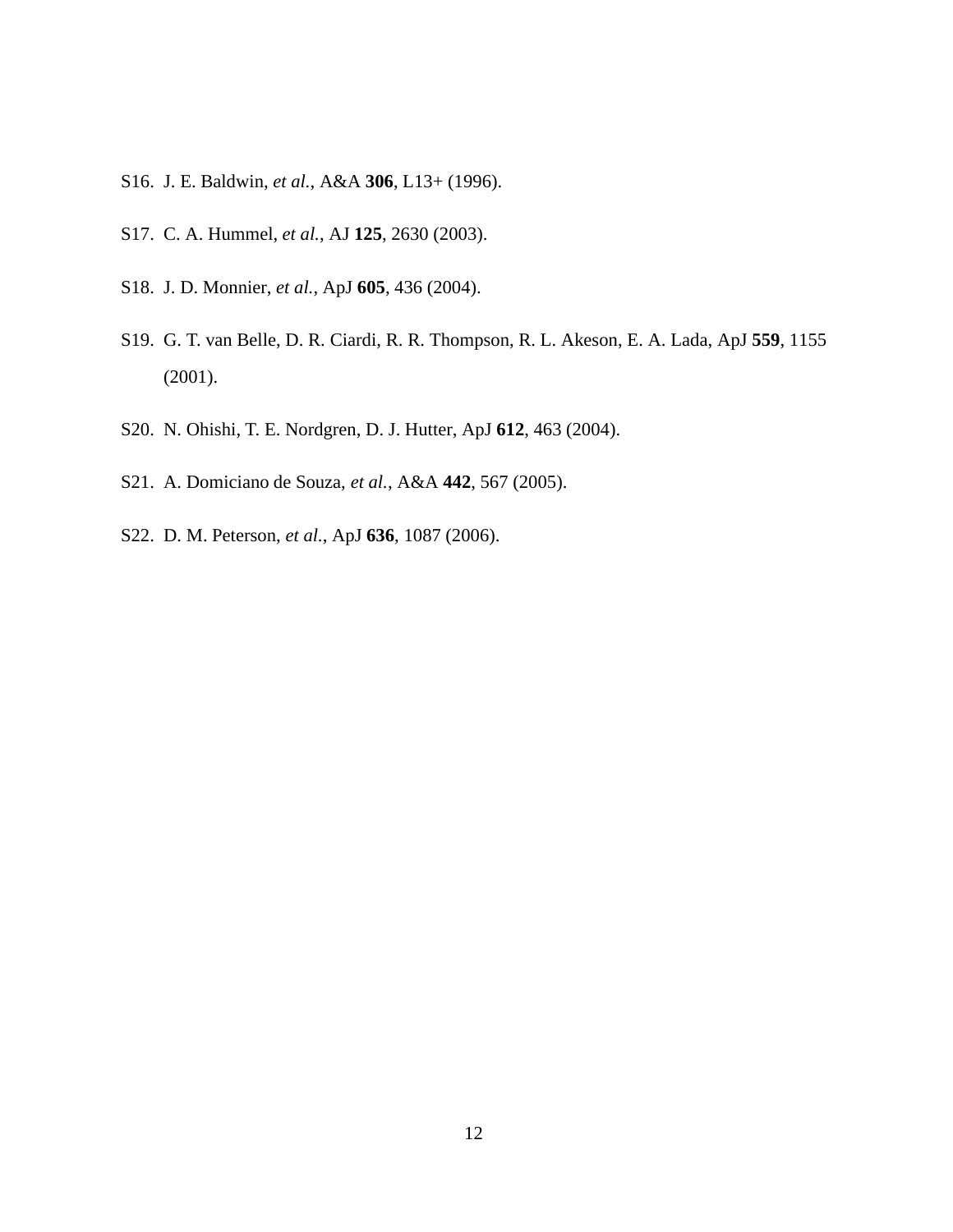S16. J. E. Baldwin, *et al.*, A&A **306**, L13+ (1996).

S17. C. A. Hummel, *et al.*, AJ **125**, 2630 (2003).

S18. J. D. Monnier, *et al.*, ApJ **605**, 436 (2004).

S19. G. T. van Belle, D. R. Ciardi, R. R. Thompson, R. L. Akeson, E. A. Lada, ApJ **559**, 1155 (2001).

S20. N. Ohishi, T. E. Nordgren, D. J. Hutter, ApJ **612**, 463 (2004).

S21. A. Domiciano de Souza, *et al.*, A&A **442**, 567 (2005).

S22. D. M. Peterson, *et al.*, ApJ **636**, 1087 (2006).